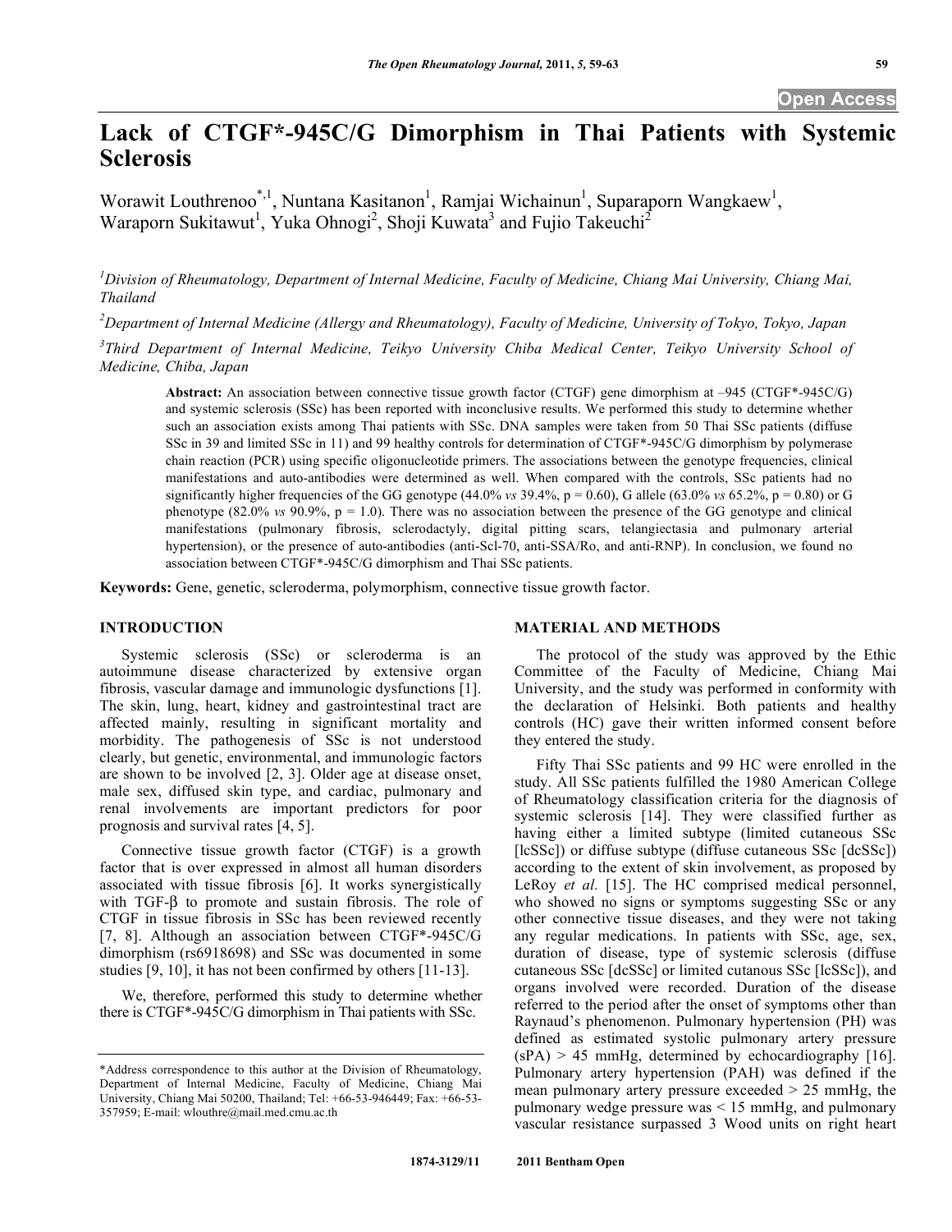# Lack of CTGF*-945C/G Dimorphism in Thai Patients with Systemic Sclerosis

Worawit Louthrenoo*,[1], Nuntana Kasitanon[1], Ramjai Wichainun[1], Suparaporn Wangkaew[1], Waraporn Sukitawut[1], Yuka Ohnogi[2], Shoji Kuwata[3] and Fujio Takeuchi[2]

[1]Division of Rheumatology, Department of Internal Medicine, Faculty of Medicine, Chiang Mai University, Chiang Mai, Thailand

[2]Department of Internal Medicine (Allergy and Rheumatology), Faculty of Medicine, University of Tokyo, Tokyo, Japan

[3]Third Department of Internal Medicine, Teikyo University Chiba Medical Center, Teikyo University School of Medicine, Chiba, Japan

**Abstract:** An association between connective tissue growth factor (CTGF) gene dimorphism at –945 (CTGF*-945C/G) and systemic sclerosis (SSc) has been reported with inconclusive results. We performed this study to determine whether such an association exists among Thai patients with SSc. DNA samples were taken from 50 Thai SSc patients (diffuse SSc in 39 and limited SSc in 11) and 99 healthy controls for determination of CTGF*-945C/G dimorphism by polymerase chain reaction (PCR) using specific oligonucleotide primers. The associations between the genotype frequencies, clinical manifestations and auto-antibodies were determined as well. When compared with the controls, SSc patients had no significantly higher frequencies of the GG genotype (44.0% *vs* 39.4%, p = 0.60), G allele (63.0% *vs* 65.2%, p = 0.80) or G phenotype (82.0% *vs* 90.9%, p = 1.0). There was no association between the presence of the GG genotype and clinical manifestations (pulmonary fibrosis, sclerodactyly, digital pitting scars, telangiectasia and pulmonary arterial hypertension), or the presence of auto-antibodies (anti-Scl-70, anti-SSA/Ro, and anti-RNP). In conclusion, we found no association between CTGF*-945C/G dimorphism and Thai SSc patients.

**Keywords:** Gene, genetic, scleroderma, polymorphism, connective tissue growth factor.

## INTRODUCTION

Systemic sclerosis (SSc) or scleroderma is an autoimmune disease characterized by extensive organ fibrosis, vascular damage and immunologic dysfunctions [1]. The skin, lung, heart, kidney and gastrointestinal tract are affected mainly, resulting in significant mortality and morbidity. The pathogenesis of SSc is not understood clearly, but genetic, environmental, and immunologic factors are shown to be involved [2, 3]. Older age at disease onset, male sex, diffused skin type, and cardiac, pulmonary and renal involvements are important predictors for poor prognosis and survival rates [4, 5].

Connective tissue growth factor (CTGF) is a growth factor that is over expressed in almost all human disorders associated with tissue fibrosis [6]. It works synergistically with TGF-β to promote and sustain fibrosis. The role of CTGF in tissue fibrosis in SSc has been reviewed recently [7, 8]. Although an association between CTGF*-945C/G dimorphism (rs6918698) and SSc was documented in some studies [9, 10], it has not been confirmed by others [11-13].

We, therefore, performed this study to determine whether there is CTGF*-945C/G dimorphism in Thai patients with SSc.

## MATERIAL AND METHODS

The protocol of the study was approved by the Ethic Committee of the Faculty of Medicine, Chiang Mai University, and the study was performed in conformity with the declaration of Helsinki. Both patients and healthy controls (HC) gave their written informed consent before they entered the study.

Fifty Thai SSc patients and 99 HC were enrolled in the study. All SSc patients fulfilled the 1980 American College of Rheumatology classification criteria for the diagnosis of systemic sclerosis [14]. They were classified further as having either a limited subtype (limited cutaneous SSc [lcSSc]) or diffuse subtype (diffuse cutaneous SSc [dcSSc]) according to the extent of skin involvement, as proposed by LeRoy *et al.* [15]. The HC comprised medical personnel, who showed no signs or symptoms suggesting SSc or any other connective tissue diseases, and they were not taking any regular medications. In patients with SSc, age, sex, duration of disease, type of systemic sclerosis (diffuse cutaneous SSc [dcSSc] or limited cutanous SSc [lcSSc]), and organs involved were recorded. Duration of the disease referred to the period after the onset of symptoms other than Raynaud's phenomenon. Pulmonary hypertension (PH) was defined as estimated systolic pulmonary artery pressure (sPA) > 45 mmHg, determined by echocardiography [16]. Pulmonary artery hypertension (PAH) was defined if the mean pulmonary artery pressure exceeded > 25 mmHg, the pulmonary wedge pressure was < 15 mmHg, and pulmonary vascular resistance surpassed 3 Wood units on right heart

*Address correspondence to this author at the Division of Rheumatology, Department of Internal Medicine, Faculty of Medicine, Chiang Mai University, Chiang Mai 50200, Thailand; Tel: +66-53-946449; Fax: +66-53-357959; E-mail: wlouthre@mail.med.cmu.ac.th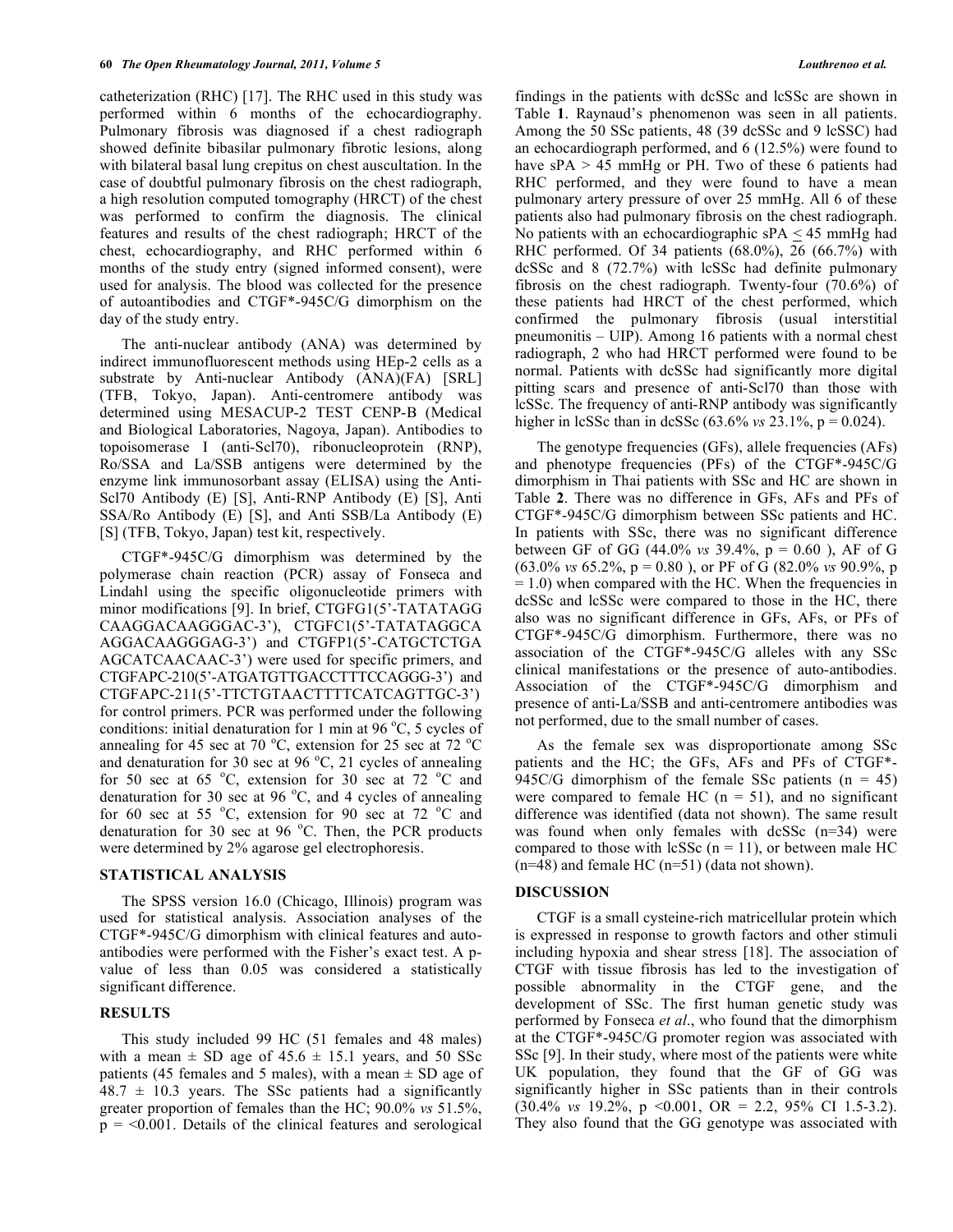catheterization (RHC) [17]. The RHC used in this study was performed within 6 months of the echocardiography. Pulmonary fibrosis was diagnosed if a chest radiograph showed definite bibasilar pulmonary fibrotic lesions, along with bilateral basal lung crepitus on chest auscultation. In the case of doubtful pulmonary fibrosis on the chest radiograph, a high resolution computed tomography (HRCT) of the chest was performed to confirm the diagnosis. The clinical features and results of the chest radiograph; HRCT of the chest, echocardiography, and RHC performed within 6 months of the study entry (signed informed consent), were used for analysis. The blood was collected for the presence of autoantibodies and CTGF*-945C/G dimorphism on the day of the study entry.

The anti-nuclear antibody (ANA) was determined by indirect immunofluorescent methods using HEp-2 cells as a substrate by Anti-nuclear Antibody (ANA)(FA) [SRL] (TFB, Tokyo, Japan). Anti-centromere antibody was determined using MESACUP-2 TEST CENP-B (Medical and Biological Laboratories, Nagoya, Japan). Antibodies to topoisomerase I (anti-Scl70), ribonucleoprotein (RNP), Ro/SSA and La/SSB antigens were determined by the enzyme link immunosorbant assay (ELISA) using the Anti-Scl70 Antibody (E) [S], Anti-RNP Antibody (E) [S], Anti SSA/Ro Antibody (E) [S], and Anti SSB/La Antibody (E) [S] (TFB, Tokyo, Japan) test kit, respectively.

CTGF*-945C/G dimorphism was determined by the polymerase chain reaction (PCR) assay of Fonseca and Lindahl using the specific oligonucleotide primers with minor modifications [9]. In brief, CTGFG1(5'-TATATAGG CAAGGACAAGGGAC-3'), CTGFC1(5'-TATATAGGCA AGGACAAGGGAG-3') and CTGFP1(5'-CATGCTCTGA AGCATCAACAAC-3') were used for specific primers, and CTGFAPC-210(5'-ATGATGTTGACCTTTCCAGGG-3') and CTGFAPC-211(5'-TTCTGTAACTTTTCATCAGTTGC-3') for control primers. PCR was performed under the following conditions: initial denaturation for 1 min at 96 °C, 5 cycles of annealing for 45 sec at 70 °C, extension for 25 sec at 72 °C and denaturation for 30 sec at 96 °C, 21 cycles of annealing for 50 sec at 65 °C, extension for 30 sec at 72 °C and denaturation for 30 sec at 96 °C, and 4 cycles of annealing for 60 sec at 55 °C, extension for 90 sec at 72 °C and denaturation for 30 sec at 96 °C. Then, the PCR products were determined by 2% agarose gel electrophoresis.

## STATISTICAL ANALYSIS

The SPSS version 16.0 (Chicago, Illinois) program was used for statistical analysis. Association analyses of the CTGF*-945C/G dimorphism with clinical features and auto-antibodies were performed with the Fisher's exact test. A p-value of less than 0.05 was considered a statistically significant difference.

## RESULTS

This study included 99 HC (51 females and 48 males) with a mean ± SD age of 45.6 ± 15.1 years, and 50 SSc patients (45 females and 5 males), with a mean ± SD age of 48.7 ± 10.3 years. The SSc patients had a significantly greater proportion of females than the HC; 90.0% *vs* 51.5%, p = <0.001. Details of the clinical features and serological findings in the patients with dcSSc and lcSSc are shown in Table **1**. Raynaud's phenomenon was seen in all patients. Among the 50 SSc patients, 48 (39 dcSSc and 9 lcSSC) had an echocardiograph performed, and 6 (12.5%) were found to have sPA > 45 mmHg or PH. Two of these 6 patients had RHC performed, and they were found to have a mean pulmonary artery pressure of over 25 mmHg. All 6 of these patients also had pulmonary fibrosis on the chest radiograph. No patients with an echocardiographic sPA $\leq$ 45 mmHg had RHC performed. Of 34 patients (68.0%), 26 (66.7%) with dcSSc and 8 (72.7%) with lcSSc had definite pulmonary fibrosis on the chest radiograph. Twenty-four (70.6%) of these patients had HRCT of the chest performed, which confirmed the pulmonary fibrosis (usual interstitial pneumonitis – UIP). Among 16 patients with a normal chest radiograph, 2 who had HRCT performed were found to be normal. Patients with dcSSc had significantly more digital pitting scars and presence of anti-Scl70 than those with lcSSc. The frequency of anti-RNP antibody was significantly higher in lcSSc than in dcSSc (63.6% *vs* 23.1%, p = 0.024).

The genotype frequencies (GFs), allele frequencies (AFs) and phenotype frequencies (PFs) of the CTGF*-945C/G dimorphism in Thai patients with SSc and HC are shown in Table **2**. There was no difference in GFs, AFs and PFs of CTGF*-945C/G dimorphism between SSc patients and HC. In patients with SSc, there was no significant difference between GF of GG (44.0% *vs* 39.4%, p = 0.60 ), AF of G (63.0% *vs* 65.2%, p = 0.80 ), or PF of G (82.0% *vs* 90.9%, p = 1.0) when compared with the HC. When the frequencies in dcSSc and lcSSc were compared to those in the HC, there also was no significant difference in GFs, AFs, or PFs of CTGF*-945C/G dimorphism. Furthermore, there was no association of the CTGF*-945C/G alleles with any SSc clinical manifestations or the presence of auto-antibodies. Association of the CTGF*-945C/G dimorphism and presence of anti-La/SSB and anti-centromere antibodies was not performed, due to the small number of cases.

As the female sex was disproportionate among SSc patients and the HC; the GFs, AFs and PFs of CTGF*-945C/G dimorphism of the female SSc patients (n = 45) were compared to female HC (n = 51), and no significant difference was identified (data not shown). The same result was found when only females with dcSSc (n=34) were compared to those with lcSSc (n = 11), or between male HC (n=48) and female HC (n=51) (data not shown).

## DISCUSSION

CTGF is a small cysteine-rich matricellular protein which is expressed in response to growth factors and other stimuli including hypoxia and shear stress [18]. The association of CTGF with tissue fibrosis has led to the investigation of possible abnormality in the CTGF gene, and the development of SSc. The first human genetic study was performed by Fonseca *et al*., who found that the dimorphism at the CTGF*-945C/G promoter region was associated with SSc [9]. In their study, where most of the patients were white UK population, they found that the GF of GG was significantly higher in SSc patients than in their controls (30.4% *vs* 19.2%, p <0.001, OR = 2.2, 95% CI 1.5-3.2). They also found that the GG genotype was associated with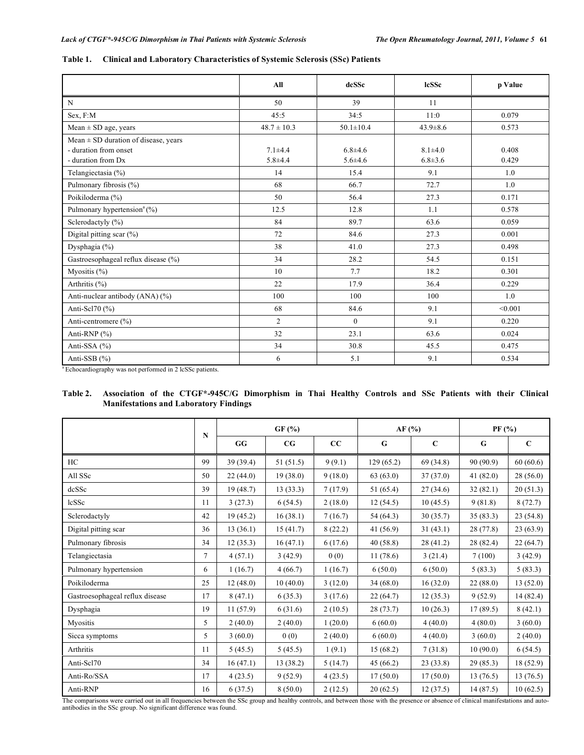**Table 1. Clinical and Laboratory Characteristics of Systemic Sclerosis (SSc) Patients**

| | All | dcSSc | lcSSc | p Value |
|---|---|---|---|---|
| N | 50 | 39 | 11 | |
| Sex, F:M | 45:5 | 34:5 | 11:0 | 0.079 |
| Mean ± SD age, years | 48.7 ± 10.3 | 50.1±10.4 | 43.9±8.6 | 0.573 |
| Mean ± SD duration of disease, years<br>- duration from onset<br>- duration from Dx | <br>7.1±4.4<br>5.8±4.4 | <br>6.8±4.6<br>5.6±4.6 | <br>8.1±4.0<br>6.8±3.6 | <br>0.408<br>0.429 |
| Telangiectasia (%) | 14 | 15.4 | 9.1 | 1.0 |
| Pulmonary fibrosis (%) | 68 | 66.7 | 72.7 | 1.0 |
| Poikiloderma (%) | 50 | 56.4 | 27.3 | 0.171 |
| Pulmonary hypertension[a] (%) | 12.5 | 12.8 | 1.1 | 0.578 |
| Sclerodactyly (%) | 84 | 89.7 | 63.6 | 0.059 |
| Digital pitting scar (%) | 72 | 84.6 | 27.3 | 0.001 |
| Dysphagia (%) | 38 | 41.0 | 27.3 | 0.498 |
| Gastroesophageal reflux disease (%) | 34 | 28.2 | 54.5 | 0.151 |
| Myositis (%) | 10 | 7.7 | 18.2 | 0.301 |
| Arthritis (%) | 22 | 17.9 | 36.4 | 0.229 |
| Anti-nuclear antibody (ANA) (%) | 100 | 100 | 100 | 1.0 |
| Anti-Scl70 (%) | 68 | 84.6 | 9.1 | <0.001 |
| Anti-centromere (%) | 2 | 0 | 9.1 | 0.220 |
| Anti-RNP (%) | 32 | 23.1 | 63.6 | 0.024 |
| Anti-SSA (%) | 34 | 30.8 | 45.5 | 0.475 |
| Anti-SSB (%) | 6 | 5.1 | 9.1 | 0.534 |

[a] Echocardiography was not performed in 2 lcSSc patients.

**Table 2. Association of the CTGF*-945C/G Dimorphism in Thai Healthy Controls and SSc Patients with their Clinical Manifestations and Laboratory Findings**

| | N | GF (%) | | | AF (%) | | PF (%) | |
|---|---|---|---|---|---|---|---|---|
| | | GG | CG | CC | G | C | G | C |
| HC | 99 | 39 (39.4) | 51 (51.5) | 9 (9.1) | 129 (65.2) | 69 (34.8) | 90 (90.9) | 60 (60.6) |
| All SSc | 50 | 22 (44.0) | 19 (38.0) | 9 (18.0) | 63 (63.0) | 37 (37.0) | 41 (82.0) | 28 (56.0) |
| dcSSc | 39 | 19 (48.7) | 13 (33.3) | 7 (17.9) | 51 (65.4) | 27 (34.6) | 32 (82.1) | 20 (51.3) |
| lcSSc | 11 | 3 (27.3) | 6 (54.5) | 2 (18.0) | 12 (54.5) | 10 (45.5) | 9 (81.8) | 8 (72.7) |
| Sclerodactyly | 42 | 19 (45.2) | 16 (38.1) | 7 (16.7) | 54 (64.3) | 30 (35.7) | 35 (83.3) | 23 (54.8) |
| Digital pitting scar | 36 | 13 (36.1) | 15 (41.7) | 8 (22.2) | 41 (56.9) | 31 (43.1) | 28 (77.8) | 23 (63.9) |
| Pulmonary fibrosis | 34 | 12 (35.3) | 16 (47.1) | 6 (17.6) | 40 (58.8) | 28 (41.2) | 28 (82.4) | 22 (64.7) |
| Telangiectasia | 7 | 4 (57.1) | 3 (42.9) | 0 (0) | 11 (78.6) | 3 (21.4) | 7 (100) | 3 (42.9) |
| Pulmonary hypertension | 6 | 1 (16.7) | 4 (66.7) | 1 (16.7) | 6 (50.0) | 6 (50.0) | 5 (83.3) | 5 (83.3) |
| Poikiloderma | 25 | 12 (48.0) | 10 (40.0) | 3 (12.0) | 34 (68.0) | 16 (32.0) | 22 (88.0) | 13 (52.0) |
| Gastroesophageal reflux disease | 17 | 8 (47.1) | 6 (35.3) | 3 (17.6) | 22 (64.7) | 12 (35.3) | 9 (52.9) | 14 (82.4) |
| Dysphagia | 19 | 11 (57.9) | 6 (31.6) | 2 (10.5) | 28 (73.7) | 10 (26.3) | 17 (89.5) | 8 (42.1) |
| Myositis | 5 | 2 (40.0) | 2 (40.0) | 1 (20.0) | 6 (60.0) | 4 (40.0) | 4 (80.0) | 3 (60.0) |
| Sicca symptoms | 5 | 3 (60.0) | 0 (0) | 2 (40.0) | 6 (60.0) | 4 (40.0) | 3 (60.0) | 2 (40.0) |
| Arthritis | 11 | 5 (45.5) | 5 (45.5) | 1 (9.1) | 15 (68.2) | 7 (31.8) | 10 (90.0) | 6 (54.5) |
| Anti-Scl70 | 34 | 16 (47.1) | 13 (38.2) | 5 (14.7) | 45 (66.2) | 23 (33.8) | 29 (85.3) | 18 (52.9) |
| Anti-Ro/SSA | 17 | 4 (23.5) | 9 (52.9) | 4 (23.5) | 17 (50.0) | 17 (50.0) | 13 (76.5) | 13 (76.5) |
| Anti-RNP | 16 | 6 (37.5) | 8 (50.0) | 2 (12.5) | 20 (62.5) | 12 (37.5) | 14 (87.5) | 10 (62.5) |

The comparisons were carried out in all frequencies between the SSc group and healthy controls, and between those with the presence or absence of clinical manifestations and auto-antibodies in the SSc group. No significant difference was found.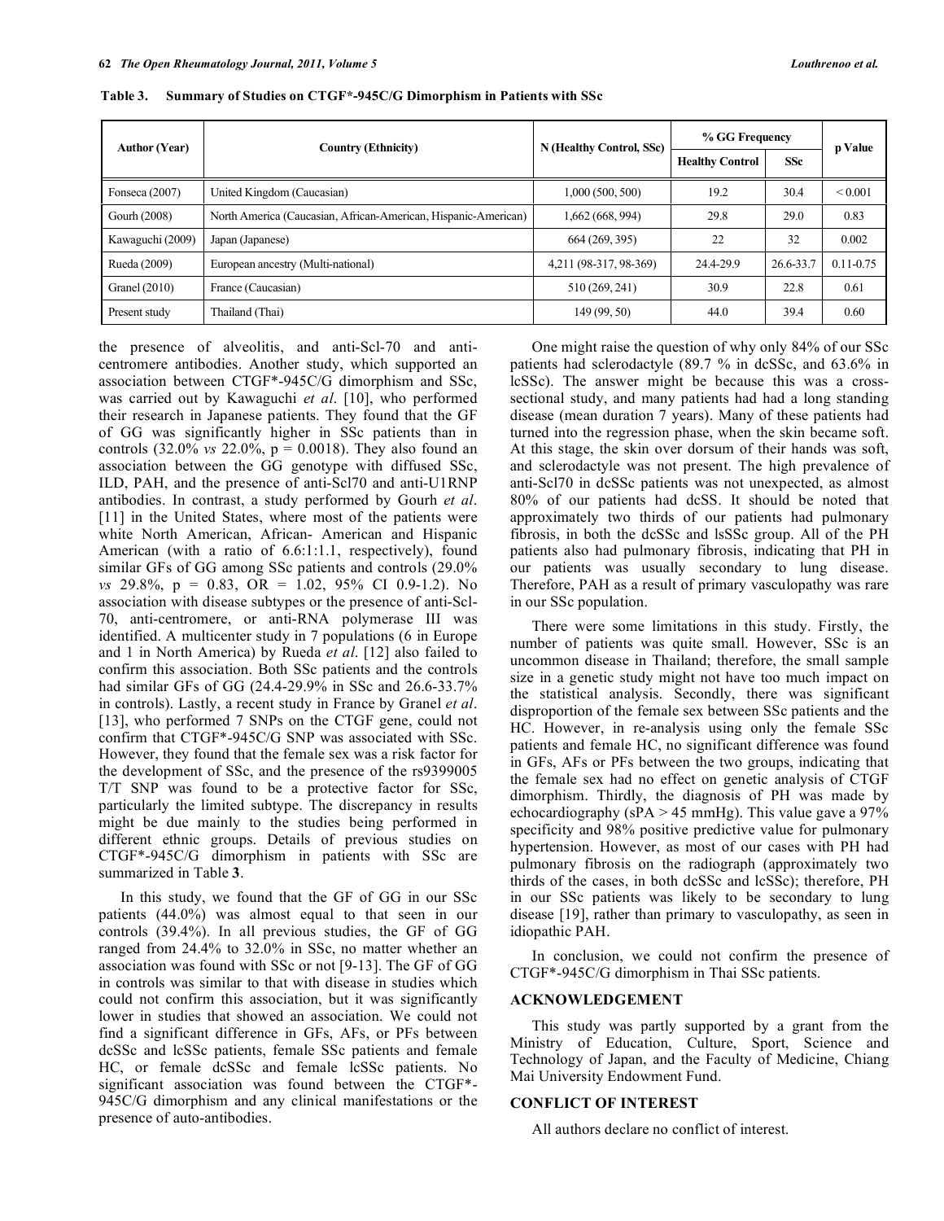**Table 3. Summary of Studies on CTGF*-945C/G Dimorphism in Patients with SSc**

| Author (Year) | Country (Ethnicity) | N (Healthy Control, SSc) | % GG Frequency | | p Value |
|---|---|---|---|---|---|
| | | | Healthy Control | SSc | |
| Fonseca (2007) | United Kingdom (Caucasian) | 1,000 (500, 500) | 19.2 | 30.4 | < 0.001 |
| Gourh (2008) | North America (Caucasian, African-American, Hispanic-American) | 1,662 (668, 994) | 29.8 | 29.0 | 0.83 |
| Kawaguchi (2009) | Japan (Japanese) | 664 (269, 395) | 22 | 32 | 0.002 |
| Rueda (2009) | European ancestry (Multi-national) | 4,211 (98-317, 98-369) | 24.4-29.9 | 26.6-33.7 | 0.11-0.75 |
| Granel (2010) | France (Caucasian) | 510 (269, 241) | 30.9 | 22.8 | 0.61 |
| Present study | Thailand (Thai) | 149 (99, 50) | 44.0 | 39.4 | 0.60 |

the presence of alveolitis, and anti-Scl-70 and anti-centromere antibodies. Another study, which supported an association between CTGF*-945C/G dimorphism and SSc, was carried out by Kawaguchi *et al*. [10], who performed their research in Japanese patients. They found that the GF of GG was significantly higher in SSc patients than in controls (32.0% *vs* 22.0%, p = 0.0018). They also found an association between the GG genotype with diffused SSc, ILD, PAH, and the presence of anti-Scl70 and anti-U1RNP antibodies. In contrast, a study performed by Gourh *et al*. [11] in the United States, where most of the patients were white North American, African- American and Hispanic American (with a ratio of 6.6:1:1.1, respectively), found similar GFs of GG among SSc patients and controls (29.0% *vs* 29.8%, p = 0.83, OR = 1.02, 95% CI 0.9-1.2). No association with disease subtypes or the presence of anti-Scl-70, anti-centromere, or anti-RNA polymerase III was identified. A multicenter study in 7 populations (6 in Europe and 1 in North America) by Rueda *et al*. [12] also failed to confirm this association. Both SSc patients and the controls had similar GFs of GG (24.4-29.9% in SSc and 26.6-33.7% in controls). Lastly, a recent study in France by Granel *et al*. [13], who performed 7 SNPs on the CTGF gene, could not confirm that CTGF*-945C/G SNP was associated with SSc. However, they found that the female sex was a risk factor for the development of SSc, and the presence of the rs9399005 T/T SNP was found to be a protective factor for SSc, particularly the limited subtype. The discrepancy in results might be due mainly to the studies being performed in different ethnic groups. Details of previous studies on CTGF*-945C/G dimorphism in patients with SSc are summarized in Table **3**.

In this study, we found that the GF of GG in our SSc patients (44.0%) was almost equal to that seen in our controls (39.4%). In all previous studies, the GF of GG ranged from 24.4% to 32.0% in SSc, no matter whether an association was found with SSc or not [9-13]. The GF of GG in controls was similar to that with disease in studies which could not confirm this association, but it was significantly lower in studies that showed an association. We could not find a significant difference in GFs, AFs, or PFs between dcSSc and lcSSc patients, female SSc patients and female HC, or female dcSSc and female lcSSc patients. No significant association was found between the CTGF*-945C/G dimorphism and any clinical manifestations or the presence of auto-antibodies.

One might raise the question of why only 84% of our SSc patients had sclerodactyle (89.7 % in dcSSc, and 63.6% in lcSSc). The answer might be because this was a cross-sectional study, and many patients had had a long standing disease (mean duration 7 years). Many of these patients had turned into the regression phase, when the skin became soft. At this stage, the skin over dorsum of their hands was soft, and sclerodactyle was not present. The high prevalence of anti-Scl70 in dcSSc patients was not unexpected, as almost 80% of our patients had dcSS. It should be noted that approximately two thirds of our patients had pulmonary fibrosis, in both the dcSSc and lsSSc group. All of the PH patients also had pulmonary fibrosis, indicating that PH in our patients was usually secondary to lung disease. Therefore, PAH as a result of primary vasculopathy was rare in our SSc population.

There were some limitations in this study. Firstly, the number of patients was quite small. However, SSc is an uncommon disease in Thailand; therefore, the small sample size in a genetic study might not have too much impact on the statistical analysis. Secondly, there was significant disproportion of the female sex between SSc patients and the HC. However, in re-analysis using only the female SSc patients and female HC, no significant difference was found in GFs, AFs or PFs between the two groups, indicating that the female sex had no effect on genetic analysis of CTGF dimorphism. Thirdly, the diagnosis of PH was made by echocardiography (sPA > 45 mmHg). This value gave a 97% specificity and 98% positive predictive value for pulmonary hypertension. However, as most of our cases with PH had pulmonary fibrosis on the radiograph (approximately two thirds of the cases, in both dcSSc and lcSSc); therefore, PH in our SSc patients was likely to be secondary to lung disease [19], rather than primary to vasculopathy, as seen in idiopathic PAH.

In conclusion, we could not confirm the presence of CTGF*-945C/G dimorphism in Thai SSc patients.

## ACKNOWLEDGEMENT

This study was partly supported by a grant from the Ministry of Education, Culture, Sport, Science and Technology of Japan, and the Faculty of Medicine, Chiang Mai University Endowment Fund.

## CONFLICT OF INTEREST

All authors declare no conflict of interest.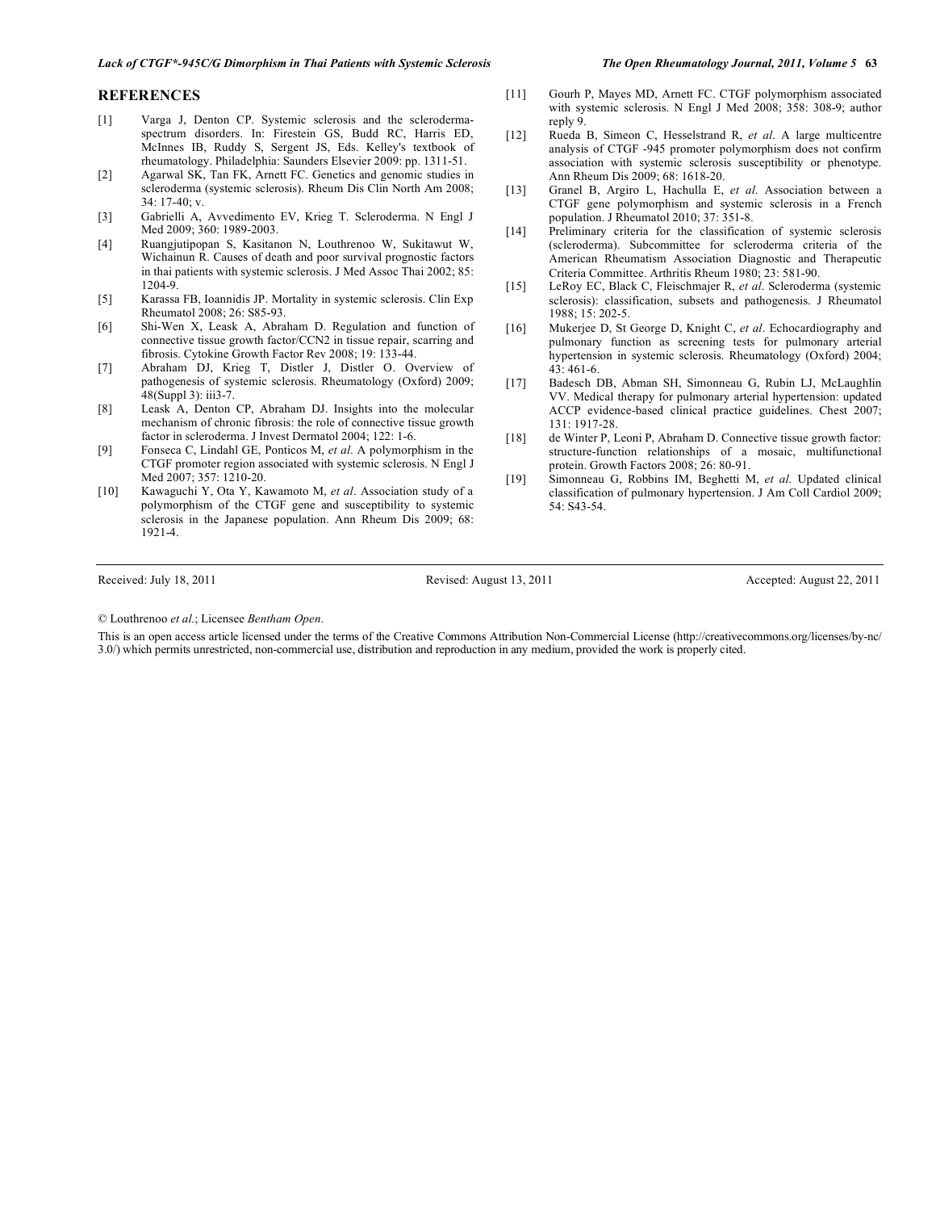## REFERENCES

[1] Varga J, Denton CP. Systemic sclerosis and the scleroderma-spectrum disorders. In: Firestein GS, Budd RC, Harris ED, McInnes IB, Ruddy S, Sergent JS, Eds. Kelley's textbook of rheumatology. Philadelphia: Saunders Elsevier 2009: pp. 1311-51.

[2] Agarwal SK, Tan FK, Arnett FC. Genetics and genomic studies in scleroderma (systemic sclerosis). Rheum Dis Clin North Am 2008; 34: 17-40; v.

[3] Gabrielli A, Avvedimento EV, Krieg T. Scleroderma. N Engl J Med 2009; 360: 1989-2003.

[4] Ruangjutipopan S, Kasitanon N, Louthrenoo W, Sukitawut W, Wichainun R. Causes of death and poor survival prognostic factors in thai patients with systemic sclerosis. J Med Assoc Thai 2002; 85: 1204-9.

[5] Karassa FB, Ioannidis JP. Mortality in systemic sclerosis. Clin Exp Rheumatol 2008; 26: S85-93.

[6] Shi-Wen X, Leask A, Abraham D. Regulation and function of connective tissue growth factor/CCN2 in tissue repair, scarring and fibrosis. Cytokine Growth Factor Rev 2008; 19: 133-44.

[7] Abraham DJ, Krieg T, Distler J, Distler O. Overview of pathogenesis of systemic sclerosis. Rheumatology (Oxford) 2009; 48(Suppl 3): iii3-7.

[8] Leask A, Denton CP, Abraham DJ. Insights into the molecular mechanism of chronic fibrosis: the role of connective tissue growth factor in scleroderma. J Invest Dermatol 2004; 122: 1-6.

[9] Fonseca C, Lindahl GE, Ponticos M, *et al*. A polymorphism in the CTGF promoter region associated with systemic sclerosis. N Engl J Med 2007; 357: 1210-20.

[10] Kawaguchi Y, Ota Y, Kawamoto M, *et al*. Association study of a polymorphism of the CTGF gene and susceptibility to systemic sclerosis in the Japanese population. Ann Rheum Dis 2009; 68: 1921-4.

[11] Gourh P, Mayes MD, Arnett FC. CTGF polymorphism associated with systemic sclerosis. N Engl J Med 2008; 358: 308-9; author reply 9.

[12] Rueda B, Simeon C, Hesselstrand R, *et al*. A large multicentre analysis of CTGF -945 promoter polymorphism does not confirm association with systemic sclerosis susceptibility or phenotype. Ann Rheum Dis 2009; 68: 1618-20.

[13] Granel B, Argiro L, Hachulla E, *et al*. Association between a CTGF gene polymorphism and systemic sclerosis in a French population. J Rheumatol 2010; 37: 351-8.

[14] Preliminary criteria for the classification of systemic sclerosis (scleroderma). Subcommittee for scleroderma criteria of the American Rheumatism Association Diagnostic and Therapeutic Criteria Committee. Arthritis Rheum 1980; 23: 581-90.

[15] LeRoy EC, Black C, Fleischmajer R, *et al*. Scleroderma (systemic sclerosis): classification, subsets and pathogenesis. J Rheumatol 1988; 15: 202-5.

[16] Mukerjee D, St George D, Knight C, *et al*. Echocardiography and pulmonary function as screening tests for pulmonary arterial hypertension in systemic sclerosis. Rheumatology (Oxford) 2004; 43: 461-6.

[17] Badesch DB, Abman SH, Simonneau G, Rubin LJ, McLaughlin VV. Medical therapy for pulmonary arterial hypertension: updated ACCP evidence-based clinical practice guidelines. Chest 2007; 131: 1917-28.

[18] de Winter P, Leoni P, Abraham D. Connective tissue growth factor: structure-function relationships of a mosaic, multifunctional protein. Growth Factors 2008; 26: 80-91.

[19] Simonneau G, Robbins IM, Beghetti M, *et al*. Updated clinical classification of pulmonary hypertension. J Am Coll Cardiol 2009; 54: S43-54.

Received: July 18, 2011 Revised: August 13, 2011 Accepted: August 22, 2011

© Louthrenoo *et al.*; Licensee *Bentham Open*.

This is an open access article licensed under the terms of the Creative Commons Attribution Non-Commercial License (http://creativecommons.org/licenses/by-nc/3.0/) which permits unrestricted, non-commercial use, distribution and reproduction in any medium, provided the work is properly cited.